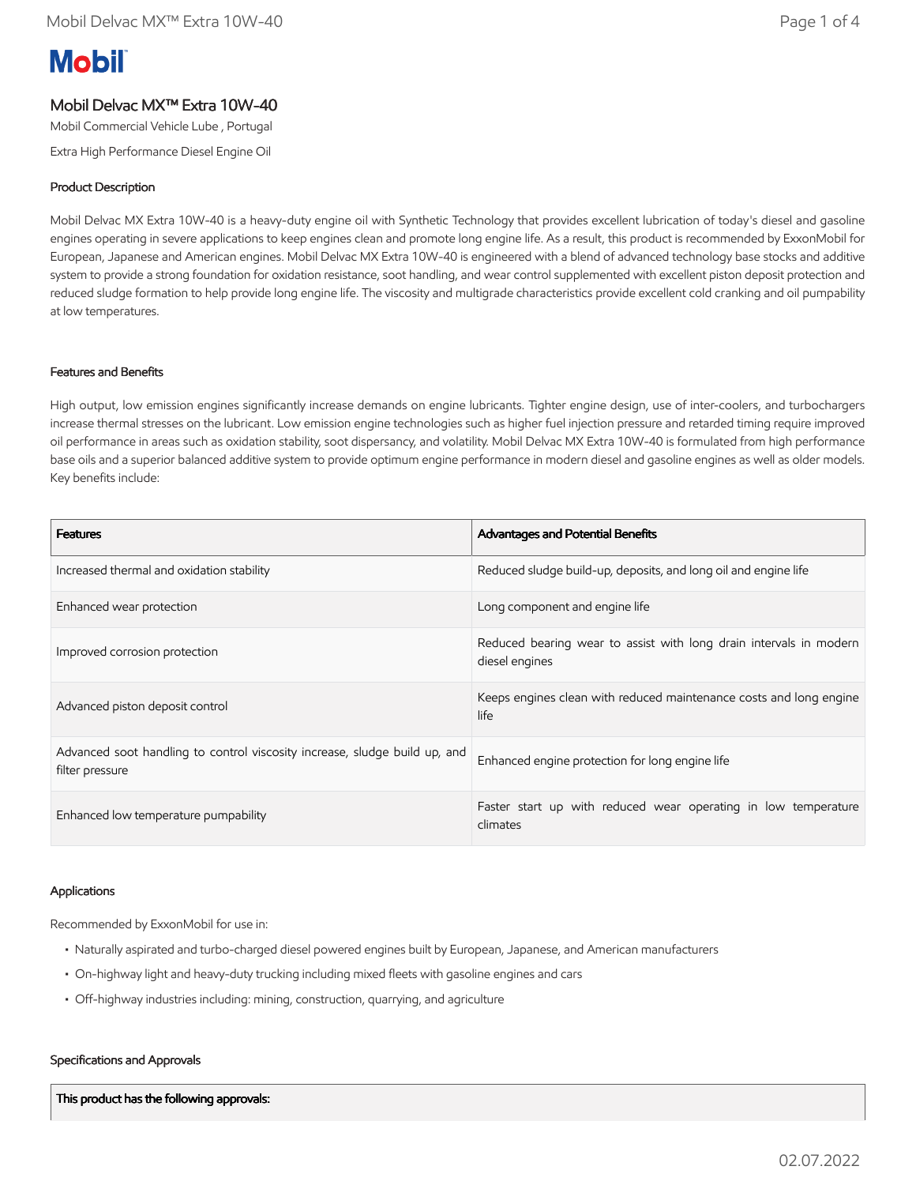# Mobil Delvac MX™ Extra 10W-40

Mobil Commercial Vehicle Lube , Portugal

Extra High Performance Diesel Engine Oil

## Product Description

Mobil Delvac MX Extra 10W-40 is a heavy-duty engine oil with Synthetic Technology that provides excellent lubrication of today's diesel and gasoline engines operating in severe applications to keep engines clean and promote long engine life. As a result, this product is recommended by ExxonMobil for European, Japanese and American engines. Mobil Delvac MX Extra 10W-40 is engineered with a blend of advanced technology base stocks and additive system to provide a strong foundation for oxidation resistance, soot handling, and wear control supplemented with excellent piston deposit protection and reduced sludge formation to help provide long engine life. The viscosity and multigrade characteristics provide excellent cold cranking and oil pumpability at low temperatures.

## Features and Benefits

High output, low emission engines significantly increase demands on engine lubricants. Tighter engine design, use of inter-coolers, and turbochargers increase thermal stresses on the lubricant. Low emission engine technologies such as higher fuel injection pressure and retarded timing require improved oil performance in areas such as oxidation stability, soot dispersancy, and volatility. Mobil Delvac MX Extra 10W-40 is formulated from high performance base oils and a superior balanced additive system to provide optimum engine performance in modern diesel and gasoline engines as well as older models. Key benefits include:

| Features | Advantages and Potential Benefits |
| --- | --- |
| Increased thermal and oxidation stability | Reduced sludge build-up, deposits, and long oil and engine life |
| Enhanced wear protection | Long component and engine life |
| Improved corrosion protection | Reduced bearing wear to assist with long drain intervals in modern diesel engines |
| Advanced piston deposit control | Keeps engines clean with reduced maintenance costs and long engine life |
| Advanced soot handling to control viscosity increase, sludge build up, and filter pressure | Enhanced engine protection for long engine life |
| Enhanced low temperature pumpability | Faster start up with reduced wear operating in low temperature climates |

## Applications

Recommended by ExxonMobil for use in:

- Naturally aspirated and turbo-charged diesel powered engines built by European, Japanese, and American manufacturers
- On-highway light and heavy-duty trucking including mixed fleets with gasoline engines and cars
- Off-highway industries including: mining, construction, quarrying, and agriculture

## Specifications and Approvals

| This product has the following approvals: |
| --- |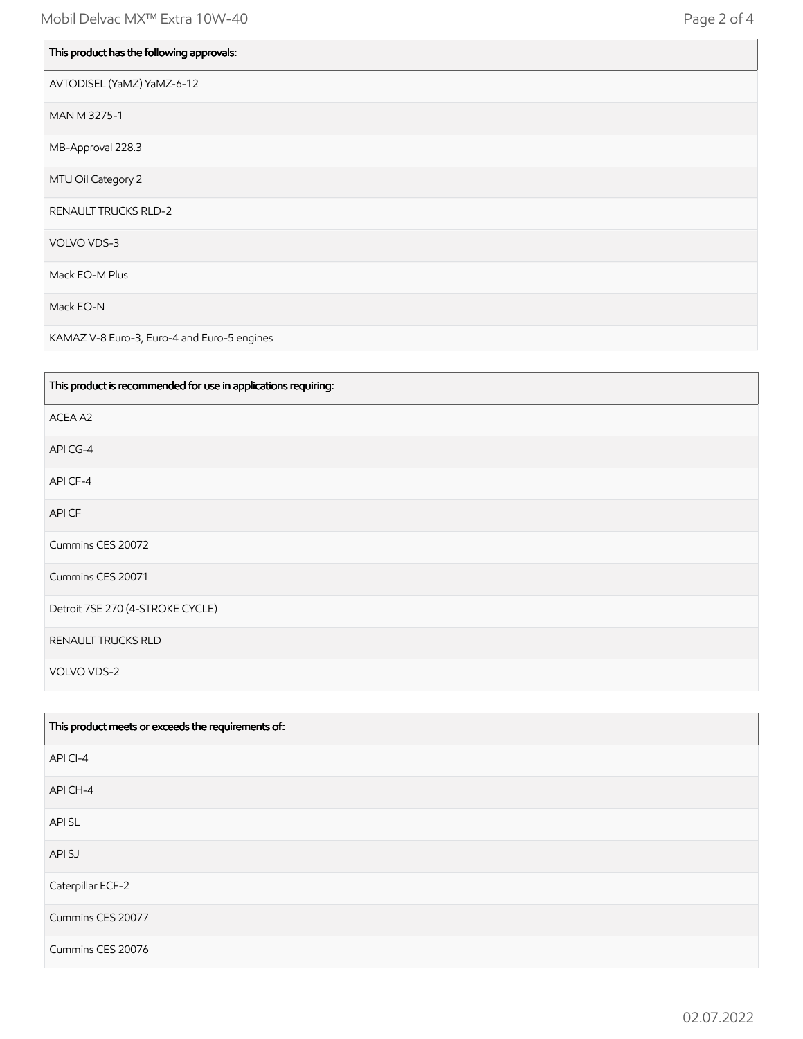| This product has the following approvals: |
| --- |
| AVTODISEL (YaMZ) YaMZ-6-12 |
| MAN M 3275-1 |
| MB-Approval 228.3 |
| MTU Oil Category 2 |
| RENAULT TRUCKS RLD-2 |
| VOLVO VDS-3 |
| Mack EO-M Plus |
| Mack EO-N |
| KAMAZ V-8 Euro-3, Euro-4 and Euro-5 engines |

| This product is recommended for use in applications requiring: |
| --- |
| ACEA A2 |
| API CG-4 |
| API CF-4 |
| API CF |
| Cummins CES 20072 |
| Cummins CES 20071 |
| Detroit 7SE 270 (4-STROKE CYCLE) |
| RENAULT TRUCKS RLD |
| VOLVO VDS-2 |

| This product meets or exceeds the requirements of: |
| --- |
| API CI-4 |
| API CH-4 |
| API SL |
| API SJ |
| Caterpillar ECF-2 |
| Cummins CES 20077 |
| Cummins CES 20076 |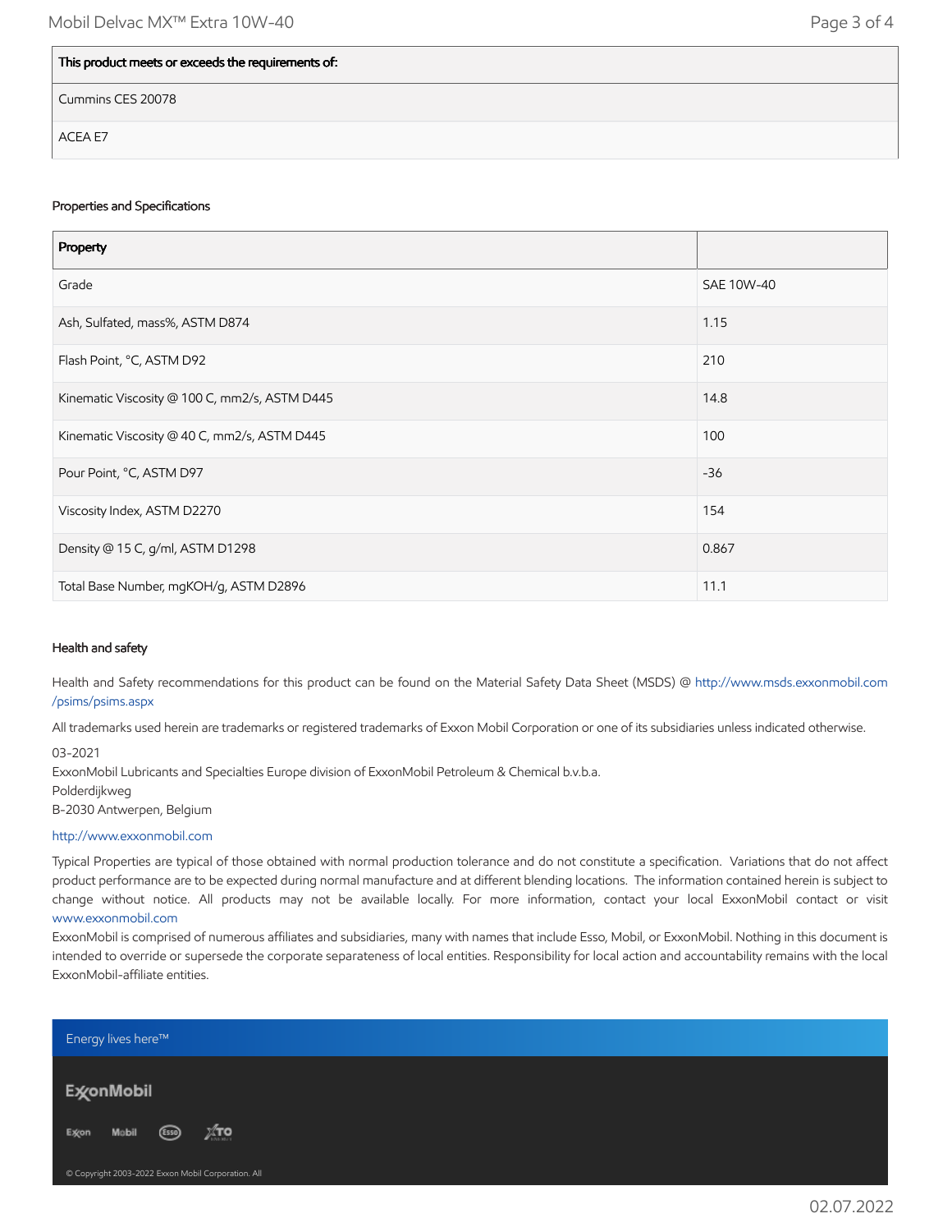| This product meets or exceeds the requirements of: |
| --- |
| Cummins CES 20078 |
| ACEA E7 |

### Properties and Specifications

| Property | |
| --- | --- |
| Grade | SAE 10W-40 |
| Ash, Sulfated, mass%, ASTM D874 | 1.15 |
| Flash Point, °C, ASTM D92 | 210 |
| Kinematic Viscosity @ 100 C, mm2/s, ASTM D445 | 14.8 |
| Kinematic Viscosity @ 40 C, mm2/s, ASTM D445 | 100 |
| Pour Point, °C, ASTM D97 | -36 |
| Viscosity Index, ASTM D2270 | 154 |
| Density @ 15 C, g/ml, ASTM D1298 | 0.867 |
| Total Base Number, mgKOH/g, ASTM D2896 | 11.1 |

### Health and safety

Health and Safety recommendations for this product can be found on the Material Safety Data Sheet (MSDS) @ http://www.msds.exxonmobil.com/psims/psims.aspx

All trademarks used herein are trademarks or registered trademarks of Exxon Mobil Corporation or one of its subsidiaries unless indicated otherwise.

03-2021
ExxonMobil Lubricants and Specialties Europe division of ExxonMobil Petroleum & Chemical b.v.b.a.
Polderdijkweg
B-2030 Antwerpen, Belgium

http://www.exxonmobil.com

Typical Properties are typical of those obtained with normal production tolerance and do not constitute a specification. Variations that do not affect product performance are to be expected during normal manufacture and at different blending locations. The information contained herein is subject to change without notice. All products may not be available locally. For more information, contact your local ExxonMobil contact or visit www.exxonmobil.com

ExxonMobil is comprised of numerous affiliates and subsidiaries, many with names that include Esso, Mobil, or ExxonMobil. Nothing in this document is intended to override or supersede the corporate separateness of local entities. Responsibility for local action and accountability remains with the local ExxonMobil-affiliate entities.

Energy lives here™

ExxonMobil

Exxon Mobil Esso XTO

© Copyright 2003-2022 Exxon Mobil Corporation. All

02.07.2022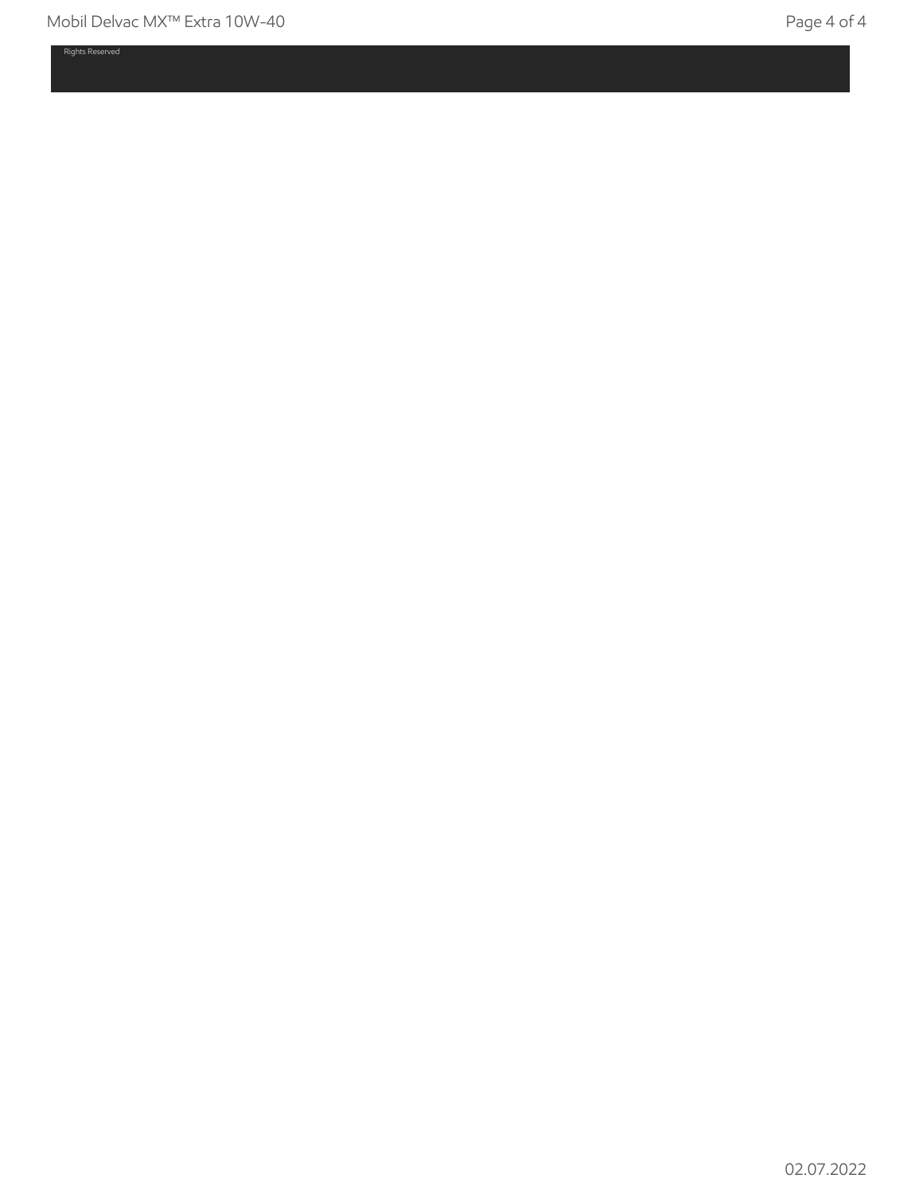Rights Reserved